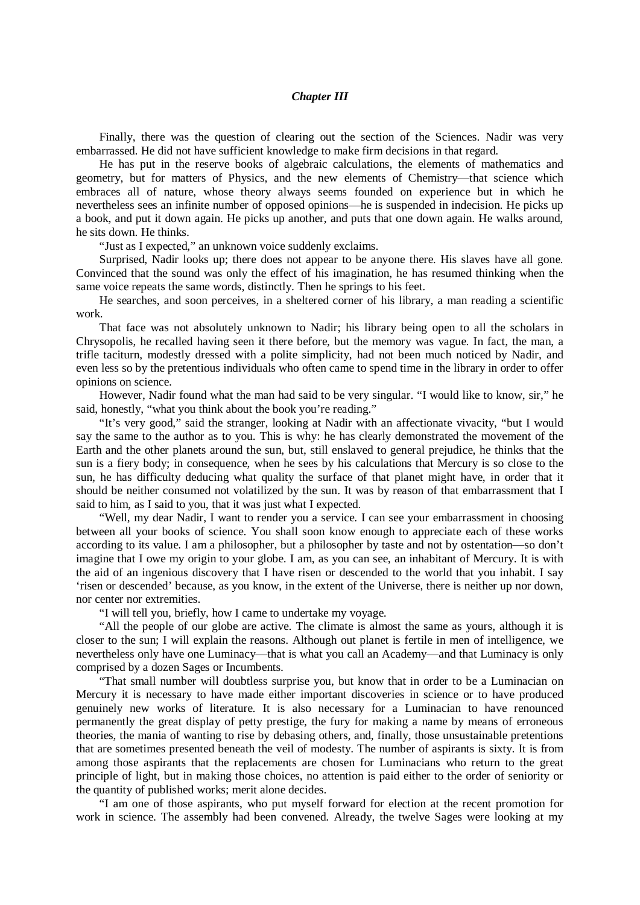### *Chapter III*

Finally, there was the question of clearing out the section of the Sciences. Nadir was very embarrassed. He did not have sufficient knowledge to make firm decisions in that regard.

He has put in the reserve books of algebraic calculations, the elements of mathematics and geometry, but for matters of Physics, and the new elements of Chemistry—that science which embraces all of nature, whose theory always seems founded on experience but in which he nevertheless sees an infinite number of opposed opinions—he is suspended in indecision. He picks up a book, and put it down again. He picks up another, and puts that one down again. He walks around, he sits down. He thinks.

"Just as I expected," an unknown voice suddenly exclaims.

Surprised, Nadir looks up; there does not appear to be anyone there. His slaves have all gone. Convinced that the sound was only the effect of his imagination, he has resumed thinking when the same voice repeats the same words, distinctly. Then he springs to his feet.

He searches, and soon perceives, in a sheltered corner of his library, a man reading a scientific work.

That face was not absolutely unknown to Nadir; his library being open to all the scholars in Chrysopolis, he recalled having seen it there before, but the memory was vague. In fact, the man, a trifle taciturn, modestly dressed with a polite simplicity, had not been much noticed by Nadir, and even less so by the pretentious individuals who often came to spend time in the library in order to offer opinions on science.

However, Nadir found what the man had said to be very singular. "I would like to know, sir," he said, honestly, "what you think about the book you're reading."

"It's very good," said the stranger, looking at Nadir with an affectionate vivacity, "but I would say the same to the author as to you. This is why: he has clearly demonstrated the movement of the Earth and the other planets around the sun, but, still enslaved to general prejudice, he thinks that the sun is a fiery body; in consequence, when he sees by his calculations that Mercury is so close to the sun, he has difficulty deducing what quality the surface of that planet might have, in order that it should be neither consumed not volatilized by the sun. It was by reason of that embarrassment that I said to him, as I said to you, that it was just what I expected.

"Well, my dear Nadir, I want to render you a service. I can see your embarrassment in choosing between all your books of science. You shall soon know enough to appreciate each of these works according to its value. I am a philosopher, but a philosopher by taste and not by ostentation—so don't imagine that I owe my origin to your globe. I am, as you can see, an inhabitant of Mercury. It is with the aid of an ingenious discovery that I have risen or descended to the world that you inhabit. I say 'risen or descended' because, as you know, in the extent of the Universe, there is neither up nor down, nor center nor extremities.

"I will tell you, briefly, how I came to undertake my voyage.

"All the people of our globe are active. The climate is almost the same as yours, although it is closer to the sun; I will explain the reasons. Although out planet is fertile in men of intelligence, we nevertheless only have one Luminacy—that is what you call an Academy—and that Luminacy is only comprised by a dozen Sages or Incumbents.

"That small number will doubtless surprise you, but know that in order to be a Luminacian on Mercury it is necessary to have made either important discoveries in science or to have produced genuinely new works of literature. It is also necessary for a Luminacian to have renounced permanently the great display of petty prestige, the fury for making a name by means of erroneous theories, the mania of wanting to rise by debasing others, and, finally, those unsustainable pretentions that are sometimes presented beneath the veil of modesty. The number of aspirants is sixty. It is from among those aspirants that the replacements are chosen for Luminacians who return to the great principle of light, but in making those choices, no attention is paid either to the order of seniority or the quantity of published works; merit alone decides.

"I am one of those aspirants, who put myself forward for election at the recent promotion for work in science. The assembly had been convened. Already, the twelve Sages were looking at my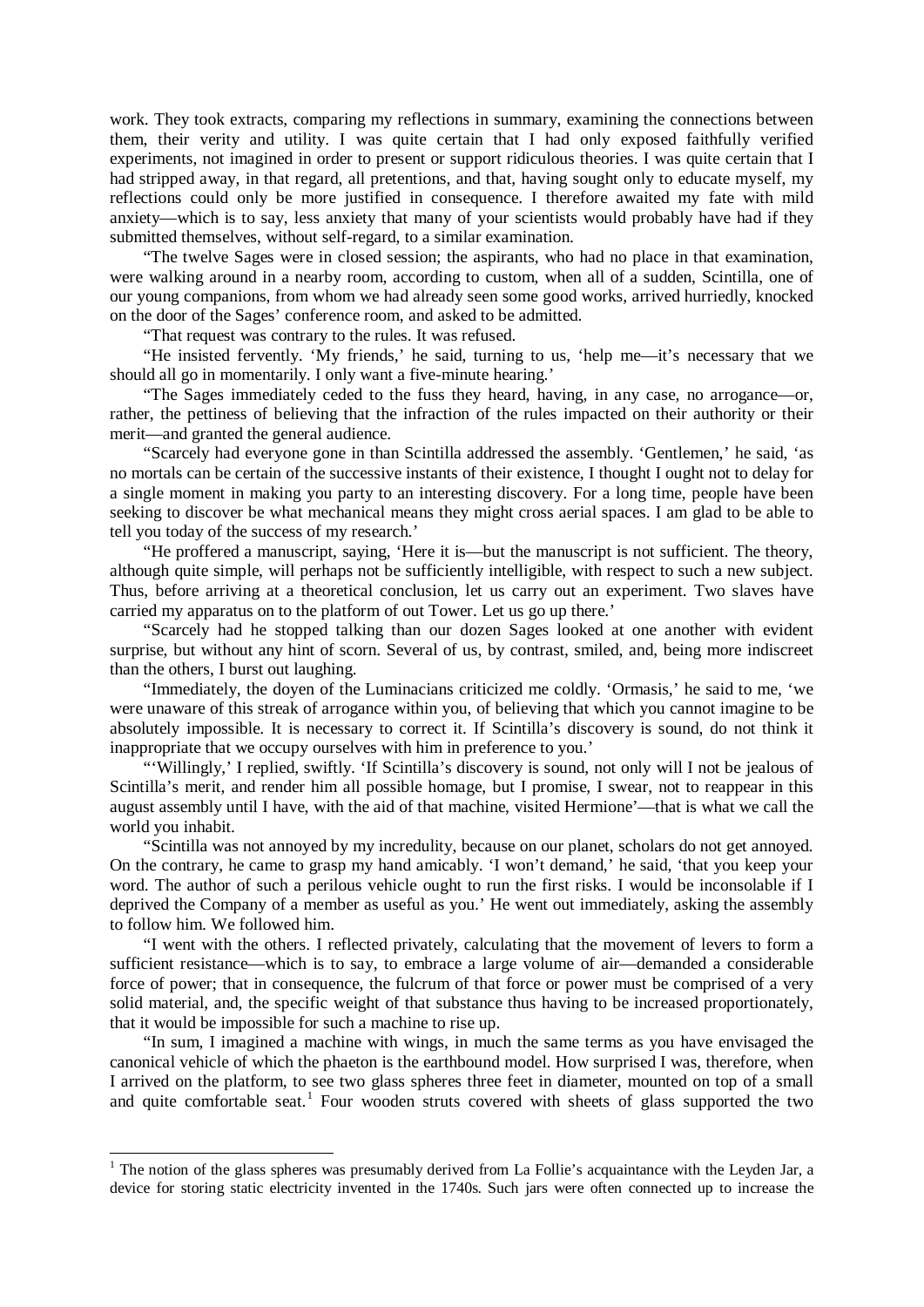work. They took extracts, comparing my reflections in summary, examining the connections between them, their verity and utility. I was quite certain that I had only exposed faithfully verified experiments, not imagined in order to present or support ridiculous theories. I was quite certain that I had stripped away, in that regard, all pretentions, and that, having sought only to educate myself, my reflections could only be more justified in consequence. I therefore awaited my fate with mild anxiety—which is to say, less anxiety that many of your scientists would probably have had if they submitted themselves, without self-regard, to a similar examination.

"The twelve Sages were in closed session; the aspirants, who had no place in that examination, were walking around in a nearby room, according to custom, when all of a sudden, Scintilla, one of our young companions, from whom we had already seen some good works, arrived hurriedly, knocked on the door of the Sages' conference room, and asked to be admitted.

"That request was contrary to the rules. It was refused.

"He insisted fervently. 'My friends,' he said, turning to us, 'help me—it's necessary that we should all go in momentarily. I only want a five-minute hearing.'

"The Sages immediately ceded to the fuss they heard, having, in any case, no arrogance—or, rather, the pettiness of believing that the infraction of the rules impacted on their authority or their merit—and granted the general audience.

"Scarcely had everyone gone in than Scintilla addressed the assembly. 'Gentlemen,' he said, 'as no mortals can be certain of the successive instants of their existence, I thought I ought not to delay for a single moment in making you party to an interesting discovery. For a long time, people have been seeking to discover be what mechanical means they might cross aerial spaces. I am glad to be able to tell you today of the success of my research.'

"He proffered a manuscript, saying, 'Here it is—but the manuscript is not sufficient. The theory, although quite simple, will perhaps not be sufficiently intelligible, with respect to such a new subject. Thus, before arriving at a theoretical conclusion, let us carry out an experiment. Two slaves have carried my apparatus on to the platform of out Tower. Let us go up there.'

"Scarcely had he stopped talking than our dozen Sages looked at one another with evident surprise, but without any hint of scorn. Several of us, by contrast, smiled, and, being more indiscreet than the others, I burst out laughing.

"Immediately, the doyen of the Luminacians criticized me coldly. 'Ormasis,' he said to me, 'we were unaware of this streak of arrogance within you, of believing that which you cannot imagine to be absolutely impossible. It is necessary to correct it. If Scintilla's discovery is sound, do not think it inappropriate that we occupy ourselves with him in preference to you.'

"'Willingly,' I replied, swiftly. 'If Scintilla's discovery is sound, not only will I not be jealous of Scintilla's merit, and render him all possible homage, but I promise, I swear, not to reappear in this august assembly until I have, with the aid of that machine, visited Hermione'—that is what we call the world you inhabit.

"Scintilla was not annoyed by my incredulity, because on our planet, scholars do not get annoyed. On the contrary, he came to grasp my hand amicably. 'I won't demand,' he said, 'that you keep your word. The author of such a perilous vehicle ought to run the first risks. I would be inconsolable if I deprived the Company of a member as useful as you.' He went out immediately, asking the assembly to follow him. We followed him.

"I went with the others. I reflected privately, calculating that the movement of levers to form a sufficient resistance—which is to say, to embrace a large volume of air—demanded a considerable force of power; that in consequence, the fulcrum of that force or power must be comprised of a very solid material, and, the specific weight of that substance thus having to be increased proportionately, that it would be impossible for such a machine to rise up.

"In sum, I imagined a machine with wings, in much the same terms as you have envisaged the canonical vehicle of which the phaeton is the earthbound model. How surprised I was, therefore, when I arrived on the platform, to see two glass spheres three feet in diameter, mounted on top of a small and quite comfortable seat.[1] Four wooden struts covered with sheets of glass supported the two

---

[1] The notion of the glass spheres was presumably derived from La Follie's acquaintance with the Leyden Jar, a device for storing static electricity invented in the 1740s. Such jars were often connected up to increase the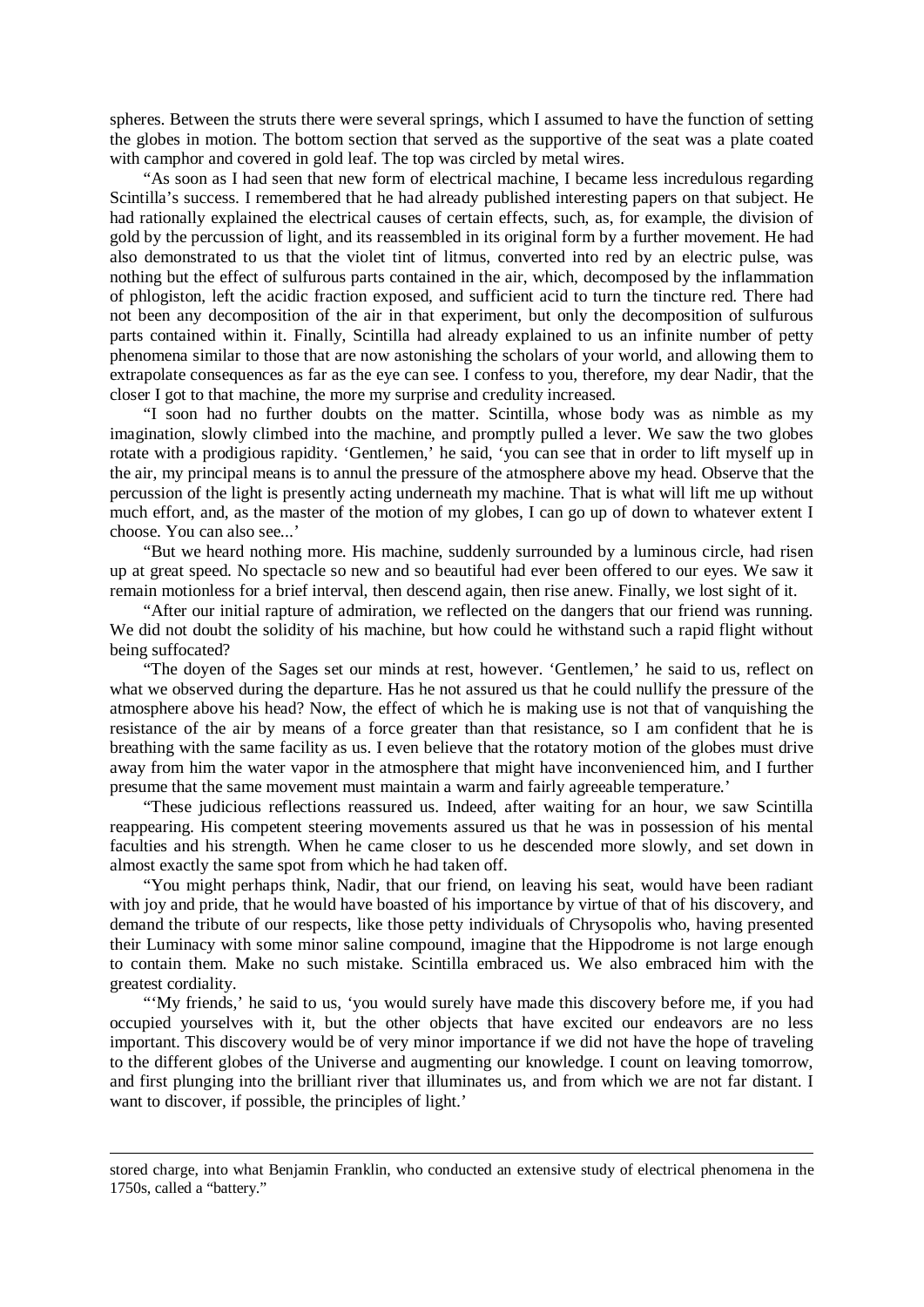spheres. Between the struts there were several springs, which I assumed to have the function of setting the globes in motion. The bottom section that served as the supportive of the seat was a plate coated with camphor and covered in gold leaf. The top was circled by metal wires.

"As soon as I had seen that new form of electrical machine, I became less incredulous regarding Scintilla's success. I remembered that he had already published interesting papers on that subject. He had rationally explained the electrical causes of certain effects, such, as, for example, the division of gold by the percussion of light, and its reassembled in its original form by a further movement. He had also demonstrated to us that the violet tint of litmus, converted into red by an electric pulse, was nothing but the effect of sulfurous parts contained in the air, which, decomposed by the inflammation of phlogiston, left the acidic fraction exposed, and sufficient acid to turn the tincture red. There had not been any decomposition of the air in that experiment, but only the decomposition of sulfurous parts contained within it. Finally, Scintilla had already explained to us an infinite number of petty phenomena similar to those that are now astonishing the scholars of your world, and allowing them to extrapolate consequences as far as the eye can see. I confess to you, therefore, my dear Nadir, that the closer I got to that machine, the more my surprise and credulity increased.

"I soon had no further doubts on the matter. Scintilla, whose body was as nimble as my imagination, slowly climbed into the machine, and promptly pulled a lever. We saw the two globes rotate with a prodigious rapidity. 'Gentlemen,' he said, 'you can see that in order to lift myself up in the air, my principal means is to annul the pressure of the atmosphere above my head. Observe that the percussion of the light is presently acting underneath my machine. That is what will lift me up without much effort, and, as the master of the motion of my globes, I can go up of down to whatever extent I choose. You can also see...'

"But we heard nothing more. His machine, suddenly surrounded by a luminous circle, had risen up at great speed. No spectacle so new and so beautiful had ever been offered to our eyes. We saw it remain motionless for a brief interval, then descend again, then rise anew. Finally, we lost sight of it.

"After our initial rapture of admiration, we reflected on the dangers that our friend was running. We did not doubt the solidity of his machine, but how could he withstand such a rapid flight without being suffocated?

"The doyen of the Sages set our minds at rest, however. 'Gentlemen,' he said to us, reflect on what we observed during the departure. Has he not assured us that he could nullify the pressure of the atmosphere above his head? Now, the effect of which he is making use is not that of vanquishing the resistance of the air by means of a force greater than that resistance, so I am confident that he is breathing with the same facility as us. I even believe that the rotatory motion of the globes must drive away from him the water vapor in the atmosphere that might have inconvenienced him, and I further presume that the same movement must maintain a warm and fairly agreeable temperature.'

"These judicious reflections reassured us. Indeed, after waiting for an hour, we saw Scintilla reappearing. His competent steering movements assured us that he was in possession of his mental faculties and his strength. When he came closer to us he descended more slowly, and set down in almost exactly the same spot from which he had taken off.

"You might perhaps think, Nadir, that our friend, on leaving his seat, would have been radiant with joy and pride, that he would have boasted of his importance by virtue of that of his discovery, and demand the tribute of our respects, like those petty individuals of Chrysopolis who, having presented their Luminacy with some minor saline compound, imagine that the Hippodrome is not large enough to contain them. Make no such mistake. Scintilla embraced us. We also embraced him with the greatest cordiality.

"'My friends,' he said to us, 'you would surely have made this discovery before me, if you had occupied yourselves with it, but the other objects that have excited our endeavors are no less important. This discovery would be of very minor importance if we did not have the hope of traveling to the different globes of the Universe and augmenting our knowledge. I count on leaving tomorrow, and first plunging into the brilliant river that illuminates us, and from which we are not far distant. I want to discover, if possible, the principles of light.'

---

stored charge, into what Benjamin Franklin, who conducted an extensive study of electrical phenomena in the 1750s, called a "battery."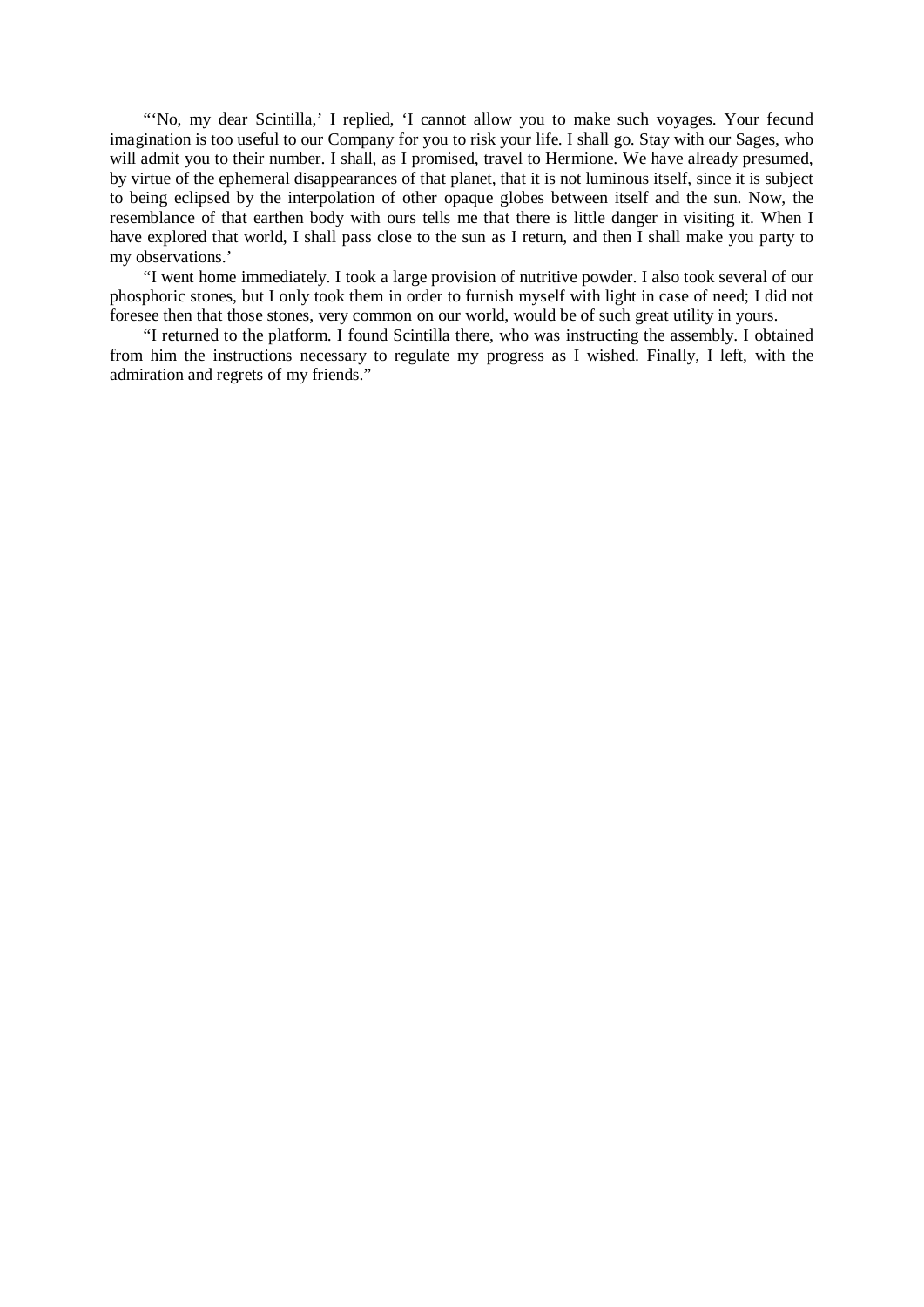"'No, my dear Scintilla,' I replied, 'I cannot allow you to make such voyages. Your fecund imagination is too useful to our Company for you to risk your life. I shall go. Stay with our Sages, who will admit you to their number. I shall, as I promised, travel to Hermione. We have already presumed, by virtue of the ephemeral disappearances of that planet, that it is not luminous itself, since it is subject to being eclipsed by the interpolation of other opaque globes between itself and the sun. Now, the resemblance of that earthen body with ours tells me that there is little danger in visiting it. When I have explored that world, I shall pass close to the sun as I return, and then I shall make you party to my observations.'

"I went home immediately. I took a large provision of nutritive powder. I also took several of our phosphoric stones, but I only took them in order to furnish myself with light in case of need; I did not foresee then that those stones, very common on our world, would be of such great utility in yours.

"I returned to the platform. I found Scintilla there, who was instructing the assembly. I obtained from him the instructions necessary to regulate my progress as I wished. Finally, I left, with the admiration and regrets of my friends."